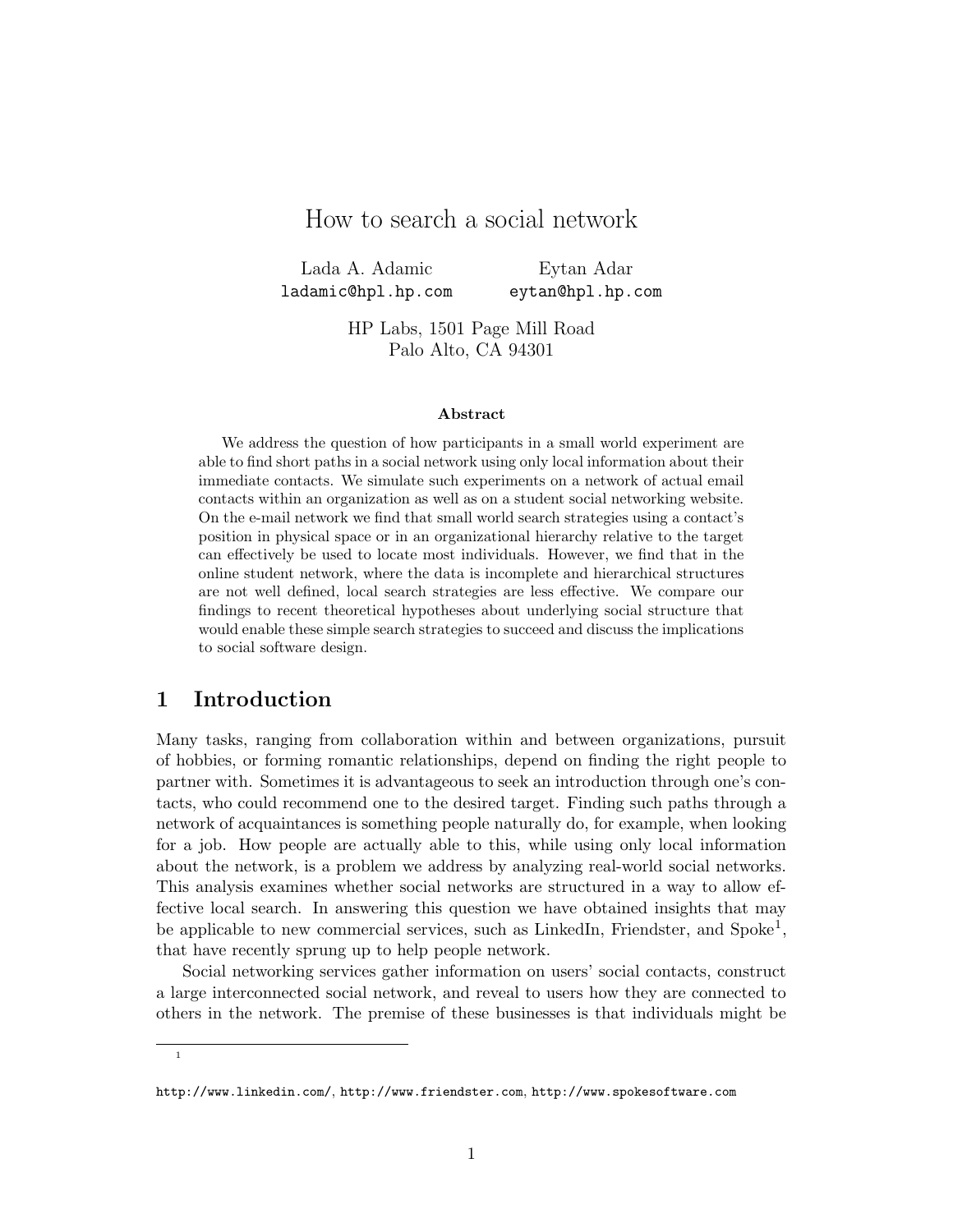# How to search a social network

Lada A. Adamic  
ladamic@hpl.hp.com

Eytan Adar  
eytan@hpl.hp.com

HP Labs, 1501 Page Mill Road  
Palo Alto, CA 94301

**Abstract**

We address the question of how participants in a small world experiment are able to find short paths in a social network using only local information about their immediate contacts. We simulate such experiments on a network of actual email contacts within an organization as well as on a student social networking website. On the e-mail network we find that small world search strategies using a contact's position in physical space or in an organizational hierarchy relative to the target can effectively be used to locate most individuals. However, we find that in the online student network, where the data is incomplete and hierarchical structures are not well defined, local search strategies are less effective. We compare our findings to recent theoretical hypotheses about underlying social structure that would enable these simple search strategies to succeed and discuss the implications to social software design.

## 1 Introduction

Many tasks, ranging from collaboration within and between organizations, pursuit of hobbies, or forming romantic relationships, depend on finding the right people to partner with. Sometimes it is advantageous to seek an introduction through one's contacts, who could recommend one to the desired target. Finding such paths through a network of acquaintances is something people naturally do, for example, when looking for a job. How people are actually able to this, while using only local information about the network, is a problem we address by analyzing real-world social networks. This analysis examines whether social networks are structured in a way to allow effective local search. In answering this question we have obtained insights that may be applicable to new commercial services, such as LinkedIn, Friendster, and Spoke[1], that have recently sprung up to help people network.

Social networking services gather information on users' social contacts, construct a large interconnected social network, and reveal to users how they are connected to others in the network. The premise of these businesses is that individuals might be

[1] http://www.linkedin.com/, http://www.friendster.com, http://www.spokesoftware.com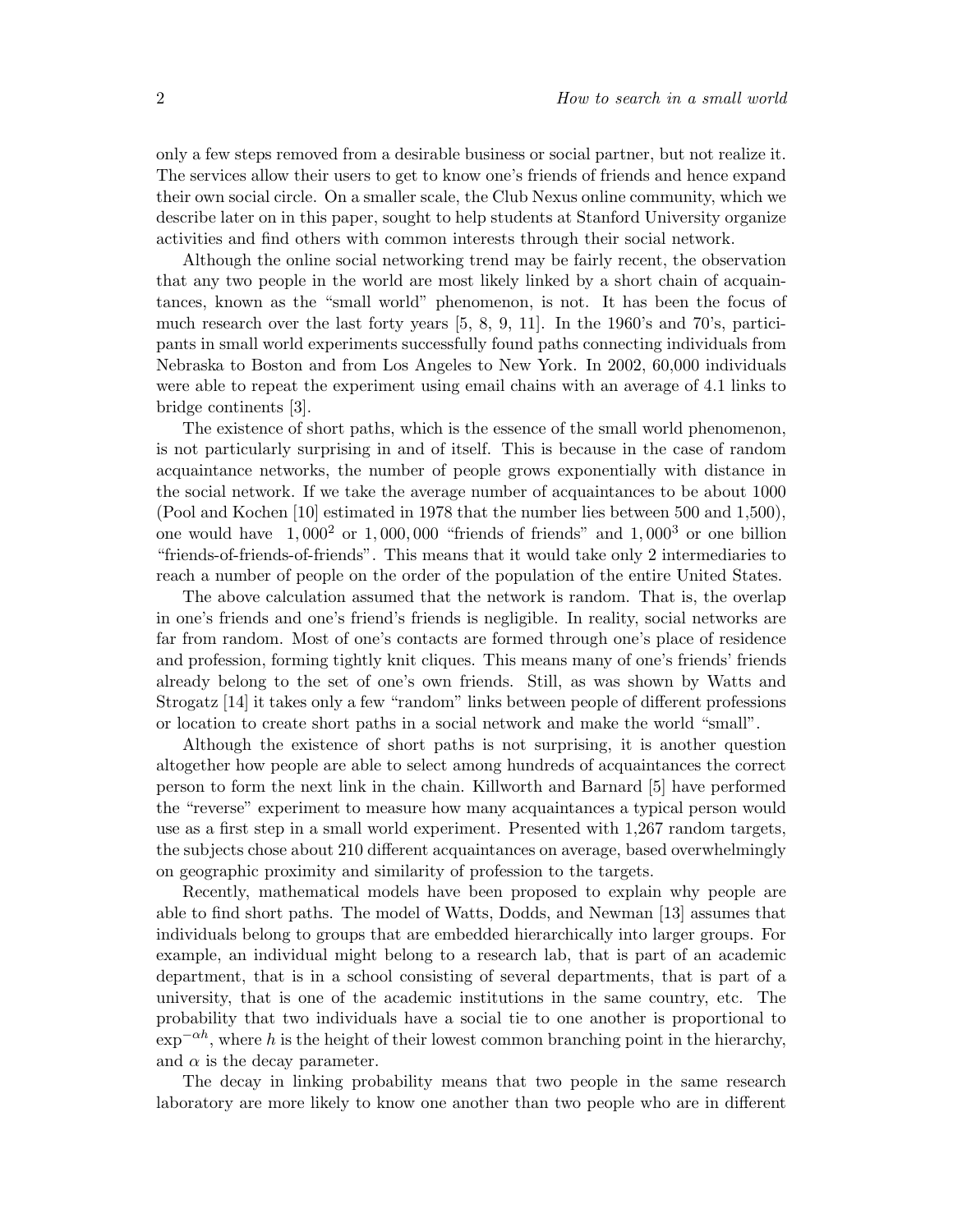only a few steps removed from a desirable business or social partner, but not realize it. The services allow their users to get to know one's friends of friends and hence expand their own social circle. On a smaller scale, the Club Nexus online community, which we describe later on in this paper, sought to help students at Stanford University organize activities and find others with common interests through their social network.

Although the online social networking trend may be fairly recent, the observation that any two people in the world are most likely linked by a short chain of acquaintances, known as the "small world" phenomenon, is not. It has been the focus of much research over the last forty years [5, 8, 9, 11]. In the 1960's and 70's, participants in small world experiments successfully found paths connecting individuals from Nebraska to Boston and from Los Angeles to New York. In 2002, 60,000 individuals were able to repeat the experiment using email chains with an average of 4.1 links to bridge continents [3].

The existence of short paths, which is the essence of the small world phenomenon, is not particularly surprising in and of itself. This is because in the case of random acquaintance networks, the number of people grows exponentially with distance in the social network. If we take the average number of acquaintances to be about 1000 (Pool and Kochen [10] estimated in 1978 that the number lies between 500 and 1,500), one would have $1,000^2$ or $1,000,000$ "friends of friends" and $1,000^3$ or one billion "friends-of-friends-of-friends". This means that it would take only 2 intermediaries to reach a number of people on the order of the population of the entire United States.

The above calculation assumed that the network is random. That is, the overlap in one's friends and one's friend's friends is negligible. In reality, social networks are far from random. Most of one's contacts are formed through one's place of residence and profession, forming tightly knit cliques. This means many of one's friends' friends already belong to the set of one's own friends. Still, as was shown by Watts and Strogatz [14] it takes only a few "random" links between people of different professions or location to create short paths in a social network and make the world "small".

Although the existence of short paths is not surprising, it is another question altogether how people are able to select among hundreds of acquaintances the correct person to form the next link in the chain. Killworth and Barnard [5] have performed the "reverse" experiment to measure how many acquaintances a typical person would use as a first step in a small world experiment. Presented with 1,267 random targets, the subjects chose about 210 different acquaintances on average, based overwhelmingly on geographic proximity and similarity of profession to the targets.

Recently, mathematical models have been proposed to explain why people are able to find short paths. The model of Watts, Dodds, and Newman [13] assumes that individuals belong to groups that are embedded hierarchically into larger groups. For example, an individual might belong to a research lab, that is part of an academic department, that is in a school consisting of several departments, that is part of a university, that is one of the academic institutions in the same country, etc. The probability that two individuals have a social tie to one another is proportional to $\exp^{-\alpha h}$, where $h$ is the height of their lowest common branching point in the hierarchy, and $\alpha$ is the decay parameter.

The decay in linking probability means that two people in the same research laboratory are more likely to know one another than two people who are in different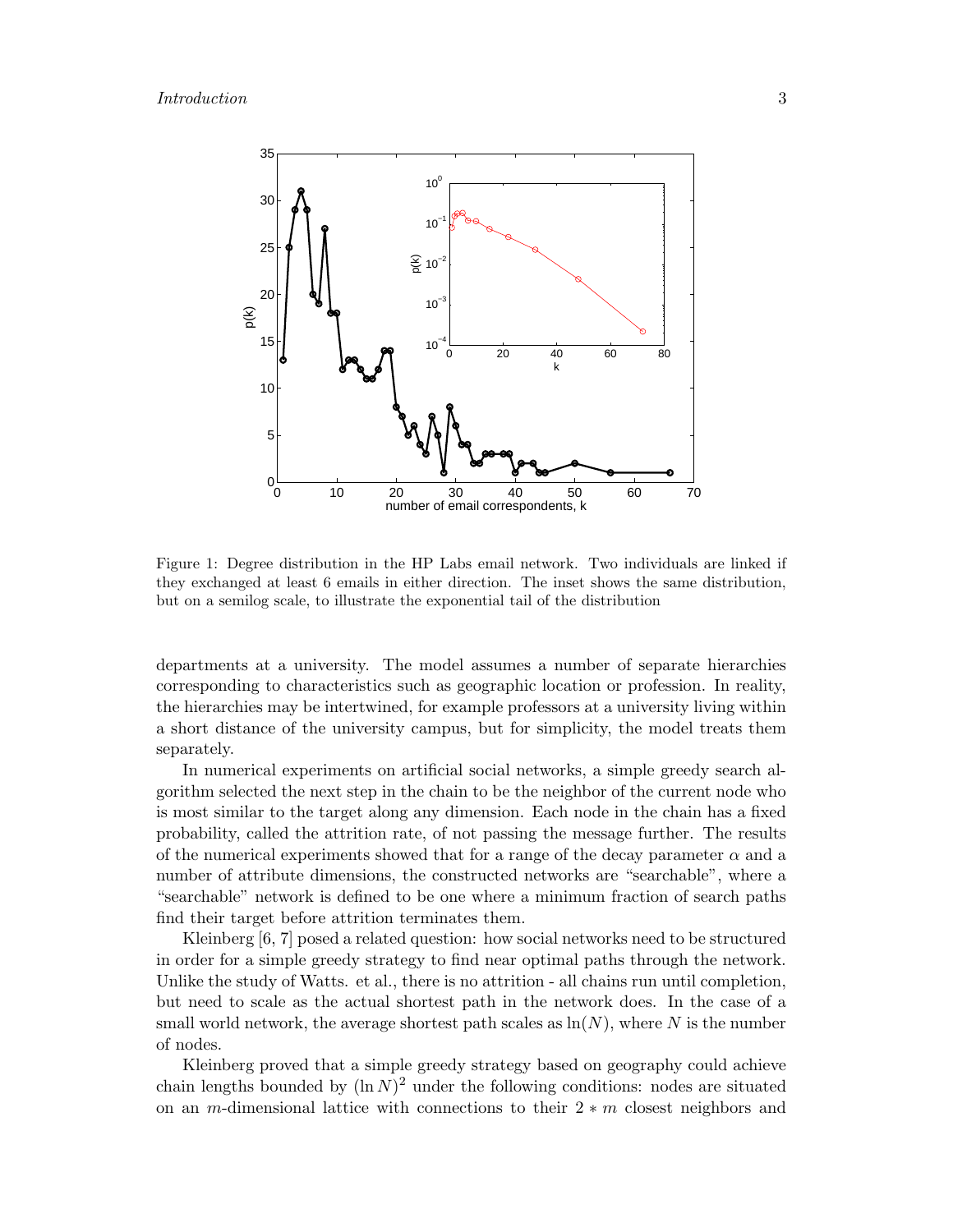Figure 1: Degree distribution in the HP Labs email network. Two individuals are linked if they exchanged at least 6 emails in either direction. The inset shows the same distribution, but on a semilog scale, to illustrate the exponential tail of the distribution

departments at a university. The model assumes a number of separate hierarchies corresponding to characteristics such as geographic location or profession. In reality, the hierarchies may be intertwined, for example professors at a university living within a short distance of the university campus, but for simplicity, the model treats them separately.

In numerical experiments on artificial social networks, a simple greedy search algorithm selected the next step in the chain to be the neighbor of the current node who is most similar to the target along any dimension. Each node in the chain has a fixed probability, called the attrition rate, of not passing the message further. The results of the numerical experiments showed that for a range of the decay parameter $\alpha$ and a number of attribute dimensions, the constructed networks are "searchable", where a "searchable" network is defined to be one where a minimum fraction of search paths find their target before attrition terminates them.

Kleinberg [6, 7] posed a related question: how social networks need to be structured in order for a simple greedy strategy to find near optimal paths through the network. Unlike the study of Watts. et al., there is no attrition - all chains run until completion, but need to scale as the actual shortest path in the network does. In the case of a small world network, the average shortest path scales as $\ln(N)$, where $N$ is the number of nodes.

Kleinberg proved that a simple greedy strategy based on geography could achieve chain lengths bounded by $(\ln N)^2$ under the following conditions: nodes are situated on an $m$-dimensional lattice with connections to their $2 * m$ closest neighbors and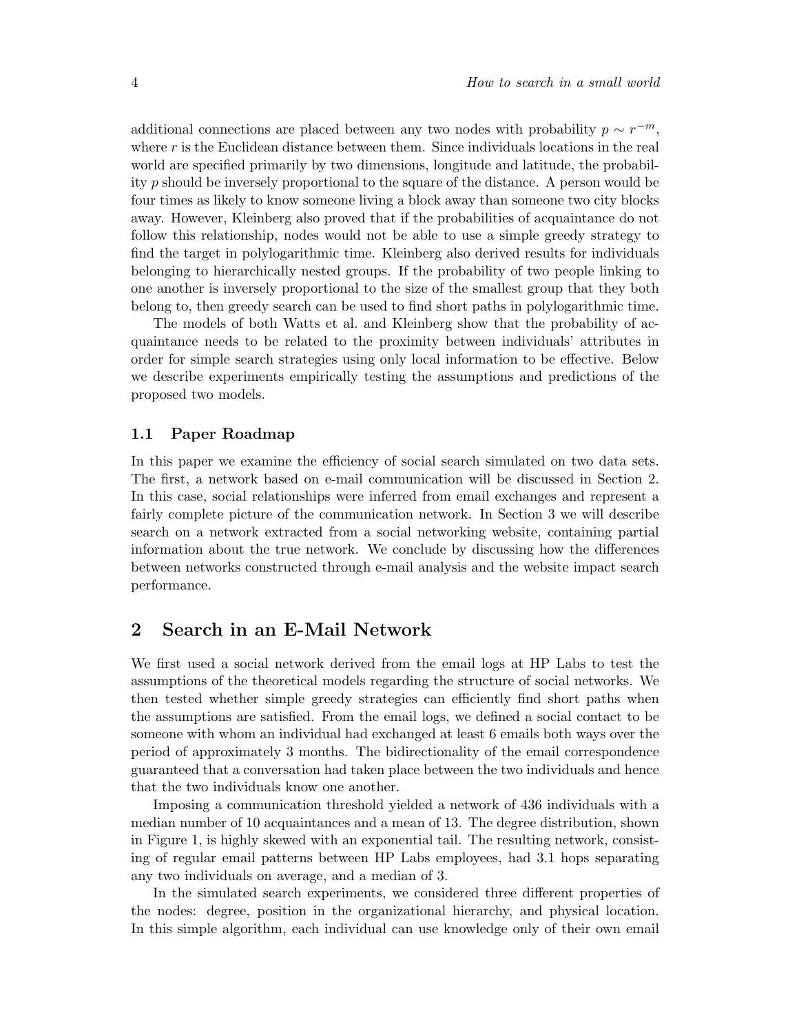additional connections are placed between any two nodes with probability $p \sim r^{-m}$, where $r$ is the Euclidean distance between them. Since individuals locations in the real world are specified primarily by two dimensions, longitude and latitude, the probability $p$ should be inversely proportional to the square of the distance. A person would be four times as likely to know someone living a block away than someone two city blocks away. However, Kleinberg also proved that if the probabilities of acquaintance do not follow this relationship, nodes would not be able to use a simple greedy strategy to find the target in polylogarithmic time. Kleinberg also derived results for individuals belonging to hierarchically nested groups. If the probability of two people linking to one another is inversely proportional to the size of the smallest group that they both belong to, then greedy search can be used to find short paths in polylogarithmic time.

The models of both Watts et al. and Kleinberg show that the probability of acquaintance needs to be related to the proximity between individuals' attributes in order for simple search strategies using only local information to be effective. Below we describe experiments empirically testing the assumptions and predictions of the proposed two models.

### 1.1 Paper Roadmap

In this paper we examine the efficiency of social search simulated on two data sets. The first, a network based on e-mail communication will be discussed in Section 2. In this case, social relationships were inferred from email exchanges and represent a fairly complete picture of the communication network. In Section 3 we will describe search on a network extracted from a social networking website, containing partial information about the true network. We conclude by discussing how the differences between networks constructed through e-mail analysis and the website impact search performance.

## 2 Search in an E-Mail Network

We first used a social network derived from the email logs at HP Labs to test the assumptions of the theoretical models regarding the structure of social networks. We then tested whether simple greedy strategies can efficiently find short paths when the assumptions are satisfied. From the email logs, we defined a social contact to be someone with whom an individual had exchanged at least 6 emails both ways over the period of approximately 3 months. The bidirectionality of the email correspondence guaranteed that a conversation had taken place between the two individuals and hence that the two individuals know one another.

Imposing a communication threshold yielded a network of 436 individuals with a median number of 10 acquaintances and a mean of 13. The degree distribution, shown in Figure 1, is highly skewed with an exponential tail. The resulting network, consisting of regular email patterns between HP Labs employees, had 3.1 hops separating any two individuals on average, and a median of 3.

In the simulated search experiments, we considered three different properties of the nodes: degree, position in the organizational hierarchy, and physical location. In this simple algorithm, each individual can use knowledge only of their own email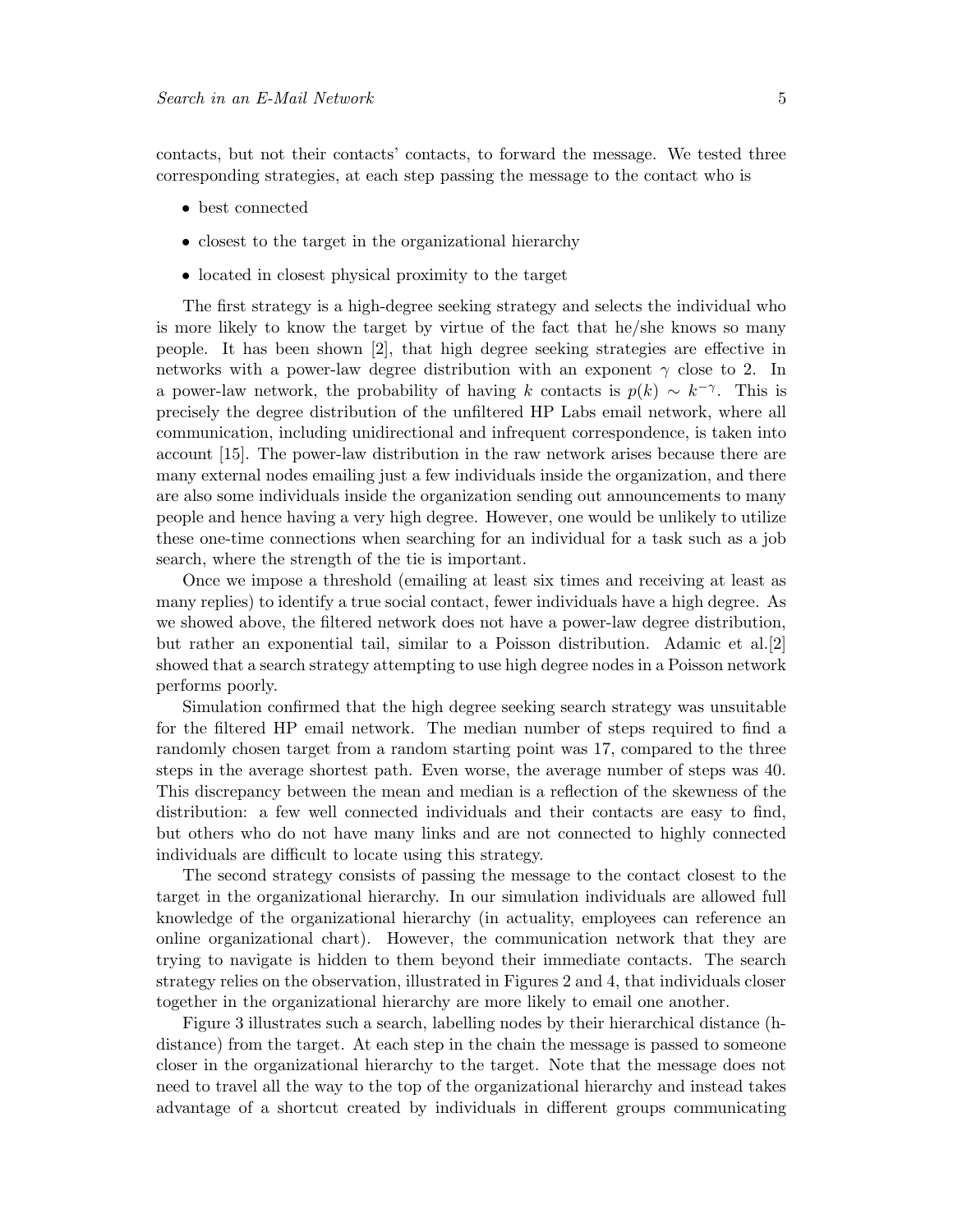contacts, but not their contacts' contacts, to forward the message. We tested three corresponding strategies, at each step passing the message to the contact who is

- best connected
- closest to the target in the organizational hierarchy
- located in closest physical proximity to the target

The first strategy is a high-degree seeking strategy and selects the individual who is more likely to know the target by virtue of the fact that he/she knows so many people. It has been shown [2], that high degree seeking strategies are effective in networks with a power-law degree distribution with an exponent $\gamma$ close to 2. In a power-law network, the probability of having $k$ contacts is $p(k) \sim k^{-\gamma}$. This is precisely the degree distribution of the unfiltered HP Labs email network, where all communication, including unidirectional and infrequent correspondence, is taken into account [15]. The power-law distribution in the raw network arises because there are many external nodes emailing just a few individuals inside the organization, and there are also some individuals inside the organization sending out announcements to many people and hence having a very high degree. However, one would be unlikely to utilize these one-time connections when searching for an individual for a task such as a job search, where the strength of the tie is important.

Once we impose a threshold (emailing at least six times and receiving at least as many replies) to identify a true social contact, fewer individuals have a high degree. As we showed above, the filtered network does not have a power-law degree distribution, but rather an exponential tail, similar to a Poisson distribution. Adamic et al.[2] showed that a search strategy attempting to use high degree nodes in a Poisson network performs poorly.

Simulation confirmed that the high degree seeking search strategy was unsuitable for the filtered HP email network. The median number of steps required to find a randomly chosen target from a random starting point was 17, compared to the three steps in the average shortest path. Even worse, the average number of steps was 40. This discrepancy between the mean and median is a reflection of the skewness of the distribution: a few well connected individuals and their contacts are easy to find, but others who do not have many links and are not connected to highly connected individuals are difficult to locate using this strategy.

The second strategy consists of passing the message to the contact closest to the target in the organizational hierarchy. In our simulation individuals are allowed full knowledge of the organizational hierarchy (in actuality, employees can reference an online organizational chart). However, the communication network that they are trying to navigate is hidden to them beyond their immediate contacts. The search strategy relies on the observation, illustrated in Figures 2 and 4, that individuals closer together in the organizational hierarchy are more likely to email one another.

Figure 3 illustrates such a search, labelling nodes by their hierarchical distance (h-distance) from the target. At each step in the chain the message is passed to someone closer in the organizational hierarchy to the target. Note that the message does not need to travel all the way to the top of the organizational hierarchy and instead takes advantage of a shortcut created by individuals in different groups communicating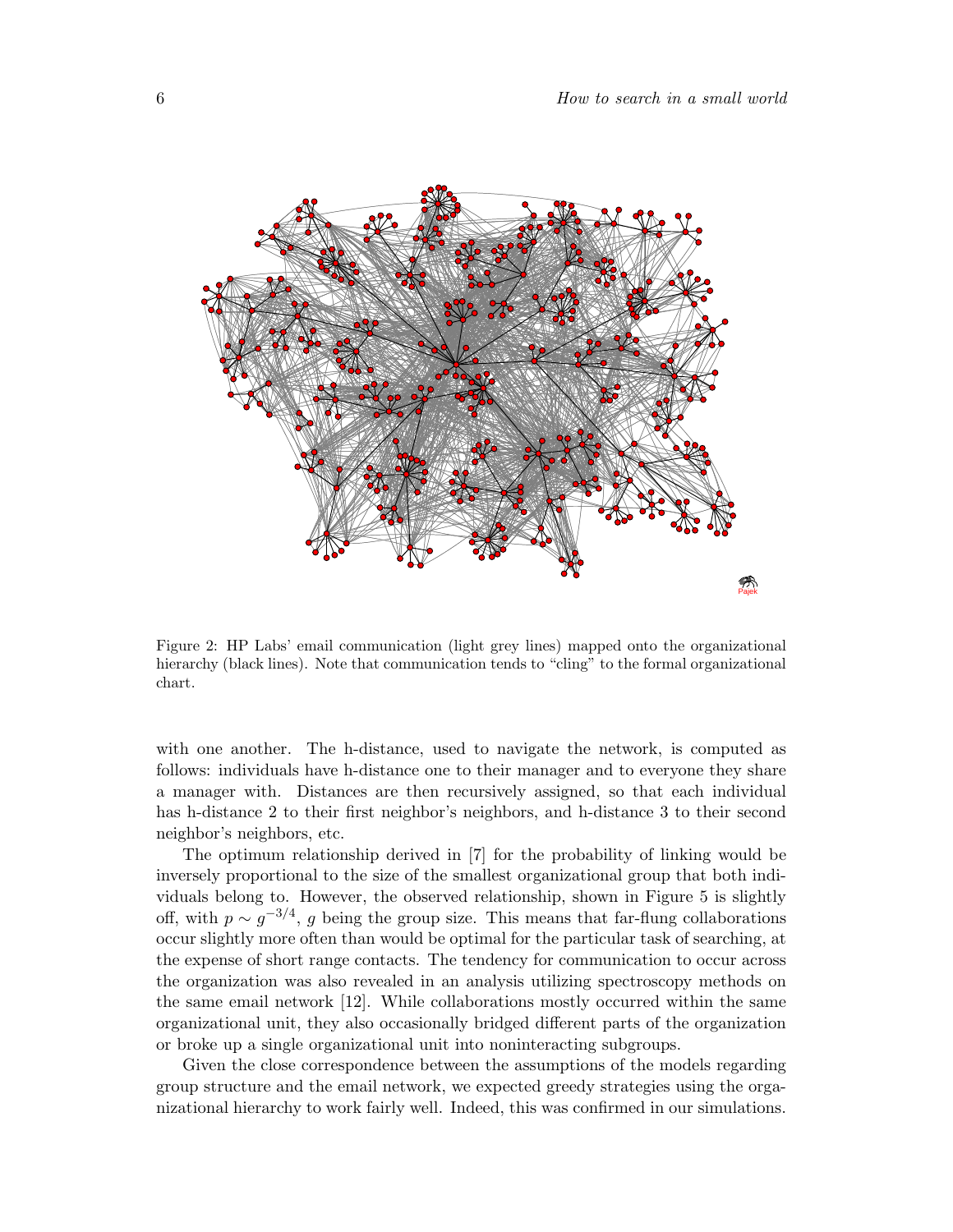Figure 2: HP Labs' email communication (light grey lines) mapped onto the organizational hierarchy (black lines). Note that communication tends to "cling" to the formal organizational chart.

with one another. The h-distance, used to navigate the network, is computed as follows: individuals have h-distance one to their manager and to everyone they share a manager with. Distances are then recursively assigned, so that each individual has h-distance 2 to their first neighbor's neighbors, and h-distance 3 to their second neighbor's neighbors, etc.

The optimum relationship derived in [7] for the probability of linking would be inversely proportional to the size of the smallest organizational group that both individuals belong to. However, the observed relationship, shown in Figure 5 is slightly off, with $p \sim g^{-3/4}$, $g$ being the group size. This means that far-flung collaborations occur slightly more often than would be optimal for the particular task of searching, at the expense of short range contacts. The tendency for communication to occur across the organization was also revealed in an analysis utilizing spectroscopy methods on the same email network [12]. While collaborations mostly occurred within the same organizational unit, they also occasionally bridged different parts of the organization or broke up a single organizational unit into noninteracting subgroups.

Given the close correspondence between the assumptions of the models regarding group structure and the email network, we expected greedy strategies using the organizational hierarchy to work fairly well. Indeed, this was confirmed in our simulations.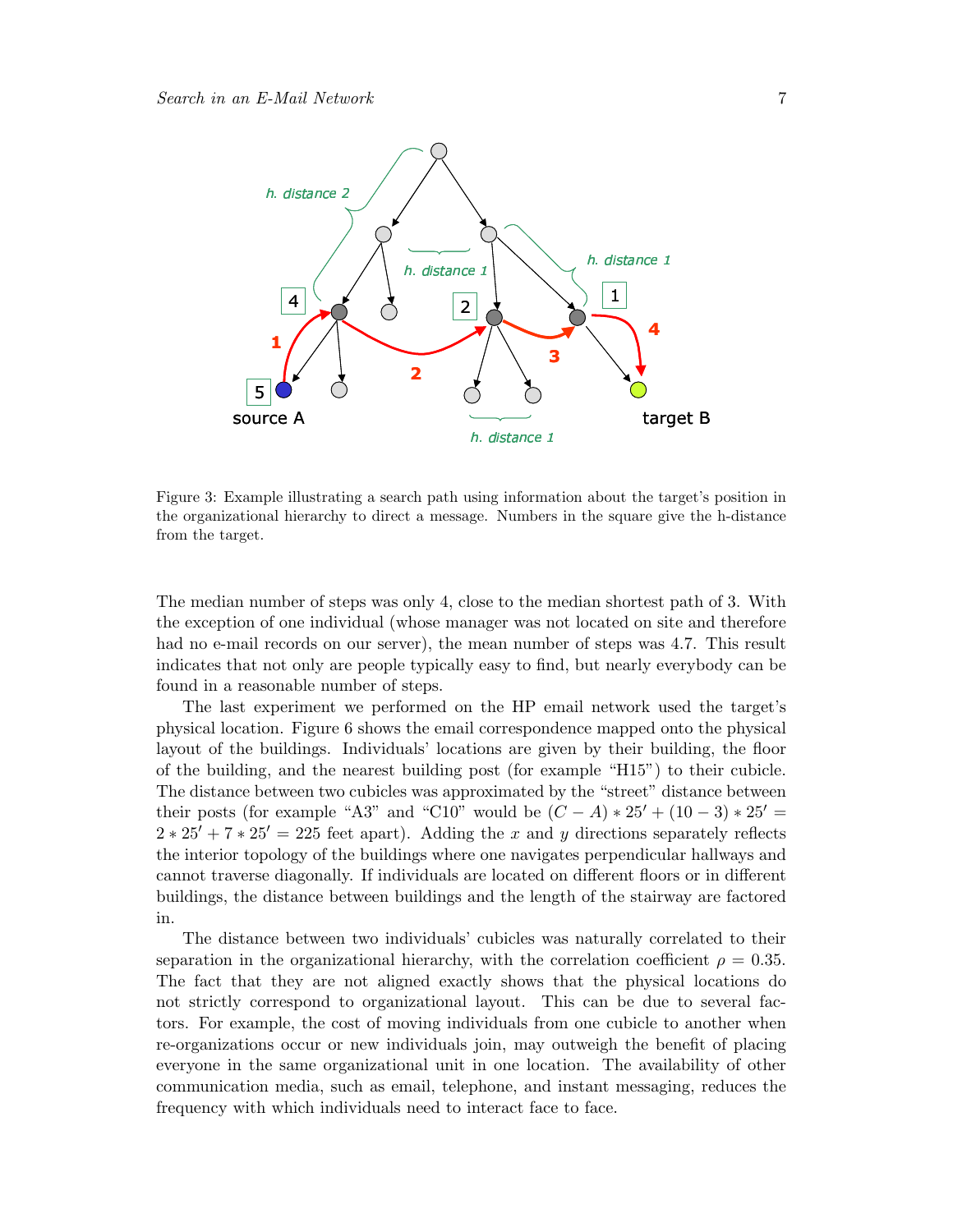Figure 3: Example illustrating a search path using information about the target's position in the organizational hierarchy to direct a message. Numbers in the square give the h-distance from the target.

The median number of steps was only 4, close to the median shortest path of 3. With the exception of one individual (whose manager was not located on site and therefore had no e-mail records on our server), the mean number of steps was 4.7. This result indicates that not only are people typically easy to find, but nearly everybody can be found in a reasonable number of steps.

The last experiment we performed on the HP email network used the target's physical location. Figure 6 shows the email correspondence mapped onto the physical layout of the buildings. Individuals' locations are given by their building, the floor of the building, and the nearest building post (for example "H15") to their cubicle. The distance between two cubicles was approximated by the "street" distance between their posts (for example "A3" and "C10" would be $(C-A)*25' + (10-3)*25' = 2*25' + 7*25' = 225$ feet apart). Adding the $x$ and $y$ directions separately reflects the interior topology of the buildings where one navigates perpendicular hallways and cannot traverse diagonally. If individuals are located on different floors or in different buildings, the distance between buildings and the length of the stairway are factored in.

The distance between two individuals' cubicles was naturally correlated to their separation in the organizational hierarchy, with the correlation coefficient $\rho = 0.35$. The fact that they are not aligned exactly shows that the physical locations do not strictly correspond to organizational layout. This can be due to several factors. For example, the cost of moving individuals from one cubicle to another when re-organizations occur or new individuals join, may outweigh the benefit of placing everyone in the same organizational unit in one location. The availability of other communication media, such as email, telephone, and instant messaging, reduces the frequency with which individuals need to interact face to face.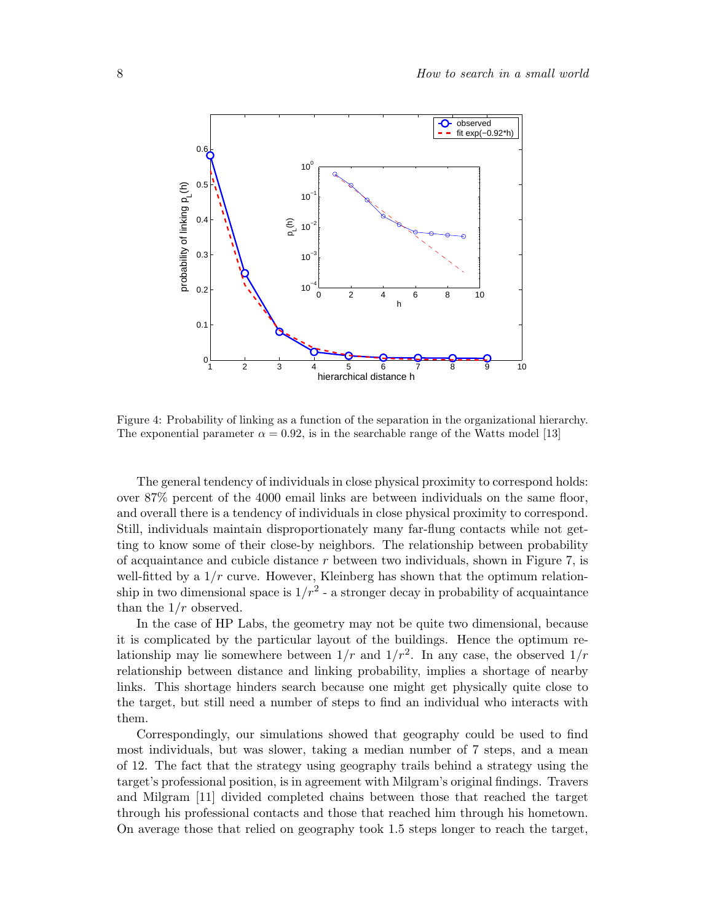Figure 4: Probability of linking as a function of the separation in the organizational hierarchy. The exponential parameter $\alpha = 0.92$, is in the searchable range of the Watts model [13]

The general tendency of individuals in close physical proximity to correspond holds: over 87% percent of the 4000 email links are between individuals on the same floor, and overall there is a tendency of individuals in close physical proximity to correspond. Still, individuals maintain disproportionately many far-flung contacts while not getting to know some of their close-by neighbors. The relationship between probability of acquaintance and cubicle distance $r$ between two individuals, shown in Figure 7, is well-fitted by a $1/r$ curve. However, Kleinberg has shown that the optimum relationship in two dimensional space is $1/r^2$ - a stronger decay in probability of acquaintance than the $1/r$ observed.

In the case of HP Labs, the geometry may not be quite two dimensional, because it is complicated by the particular layout of the buildings. Hence the optimum relationship may lie somewhere between $1/r$ and $1/r^2$. In any case, the observed $1/r$ relationship between distance and linking probability, implies a shortage of nearby links. This shortage hinders search because one might get physically quite close to the target, but still need a number of steps to find an individual who interacts with them.

Correspondingly, our simulations showed that geography could be used to find most individuals, but was slower, taking a median number of 7 steps, and a mean of 12. The fact that the strategy using geography trails behind a strategy using the target's professional position, is in agreement with Milgram's original findings. Travers and Milgram [11] divided completed chains between those that reached the target through his professional contacts and those that reached him through his hometown. On average those that relied on geography took 1.5 steps longer to reach the target,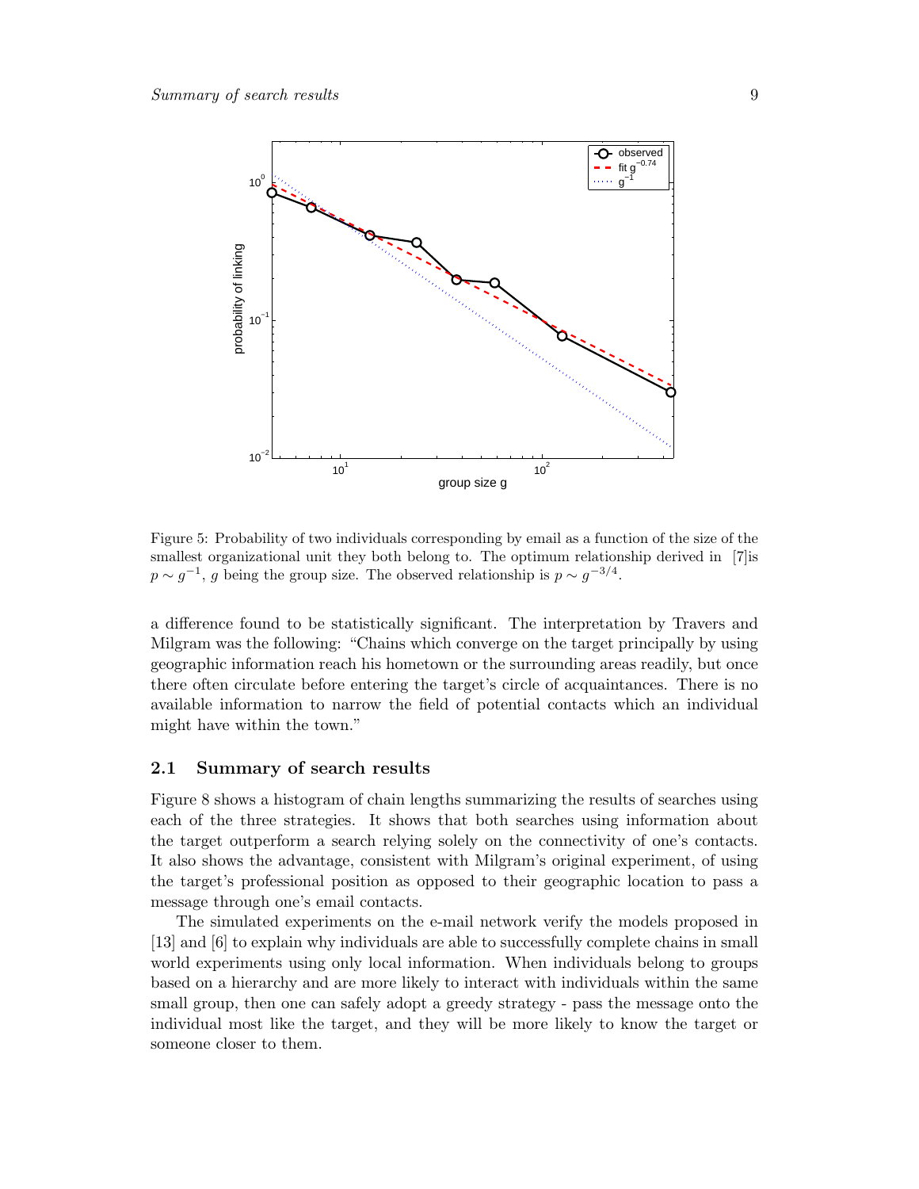Figure 5: Probability of two individuals corresponding by email as a function of the size of the smallest organizational unit they both belong to. The optimum relationship derived in [7]is $p \sim g^{-1}$, $g$ being the group size. The observed relationship is $p \sim g^{-3/4}$.

a difference found to be statistically significant. The interpretation by Travers and Milgram was the following: "Chains which converge on the target principally by using geographic information reach his hometown or the surrounding areas readily, but once there often circulate before entering the target's circle of acquaintances. There is no available information to narrow the field of potential contacts which an individual might have within the town."

## 2.1 Summary of search results

Figure 8 shows a histogram of chain lengths summarizing the results of searches using each of the three strategies. It shows that both searches using information about the target outperform a search relying solely on the connectivity of one's contacts. It also shows the advantage, consistent with Milgram's original experiment, of using the target's professional position as opposed to their geographic location to pass a message through one's email contacts.

The simulated experiments on the e-mail network verify the models proposed in [13] and [6] to explain why individuals are able to successfully complete chains in small world experiments using only local information. When individuals belong to groups based on a hierarchy and are more likely to interact with individuals within the same small group, then one can safely adopt a greedy strategy - pass the message onto the individual most like the target, and they will be more likely to know the target or someone closer to them.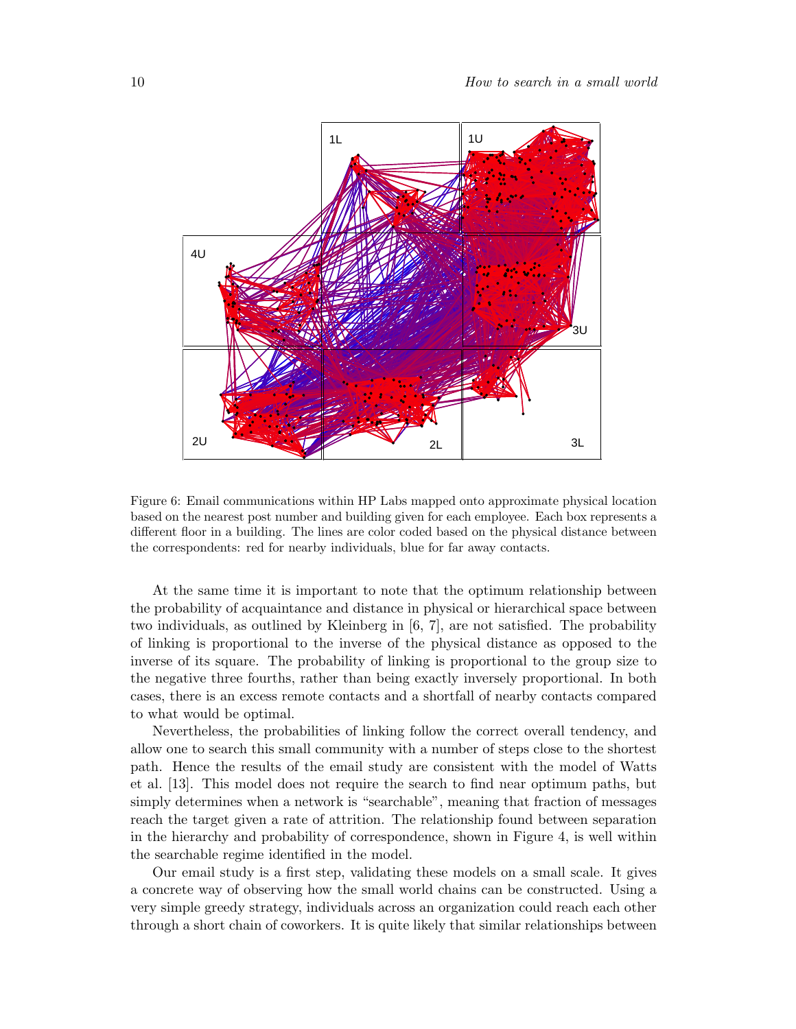Figure 6: Email communications within HP Labs mapped onto approximate physical location based on the nearest post number and building given for each employee. Each box represents a different floor in a building. The lines are color coded based on the physical distance between the correspondents: red for nearby individuals, blue for far away contacts.

At the same time it is important to note that the optimum relationship between the probability of acquaintance and distance in physical or hierarchical space between two individuals, as outlined by Kleinberg in [6, 7], are not satisfied. The probability of linking is proportional to the inverse of the physical distance as opposed to the inverse of its square. The probability of linking is proportional to the group size to the negative three fourths, rather than being exactly inversely proportional. In both cases, there is an excess remote contacts and a shortfall of nearby contacts compared to what would be optimal.

Nevertheless, the probabilities of linking follow the correct overall tendency, and allow one to search this small community with a number of steps close to the shortest path. Hence the results of the email study are consistent with the model of Watts et al. [13]. This model does not require the search to find near optimum paths, but simply determines when a network is "searchable", meaning that fraction of messages reach the target given a rate of attrition. The relationship found between separation in the hierarchy and probability of correspondence, shown in Figure 4, is well within the searchable regime identified in the model.

Our email study is a first step, validating these models on a small scale. It gives a concrete way of observing how the small world chains can be constructed. Using a very simple greedy strategy, individuals across an organization could reach each other through a short chain of coworkers. It is quite likely that similar relationships between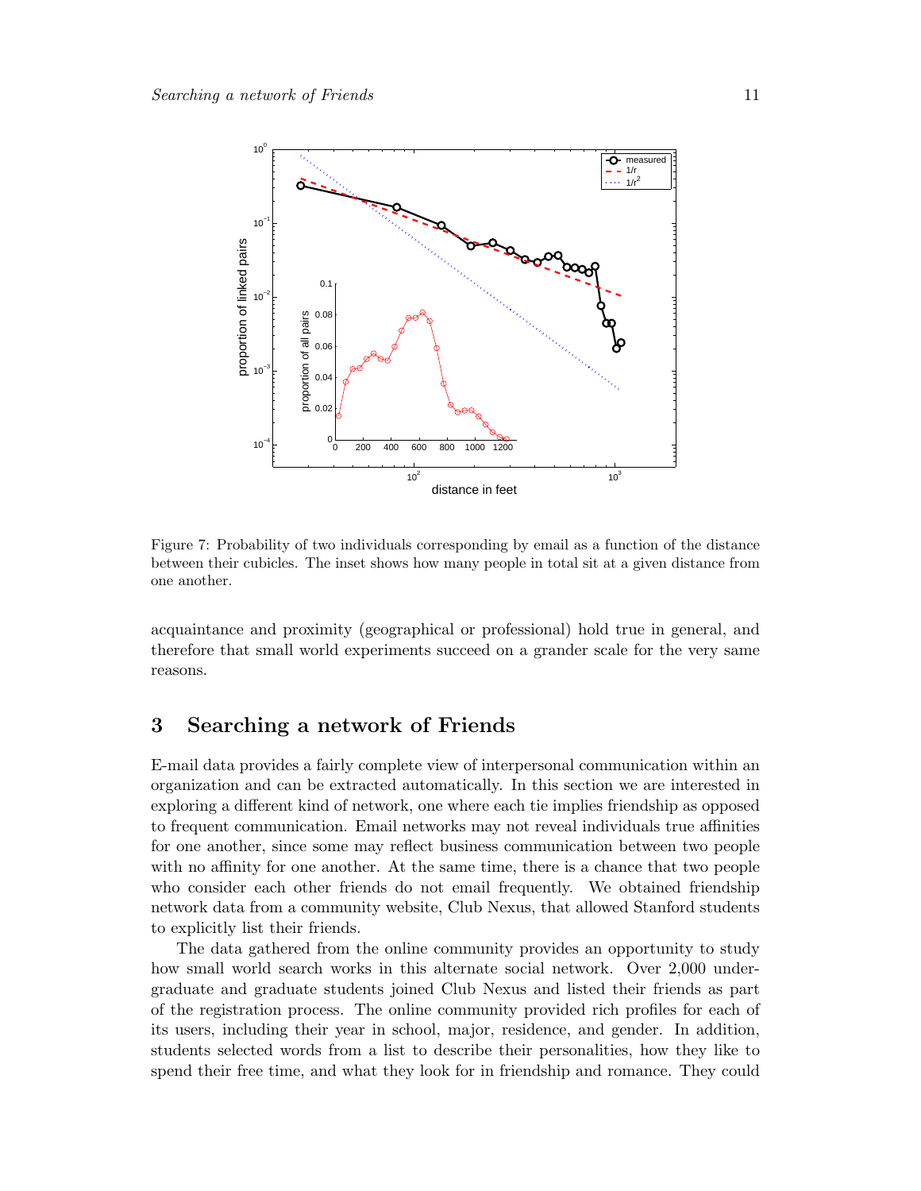Figure 7: Probability of two individuals corresponding by email as a function of the distance between their cubicles. The inset shows how many people in total sit at a given distance from one another.

acquaintance and proximity (geographical or professional) hold true in general, and therefore that small world experiments succeed on a grander scale for the very same reasons.

## 3 Searching a network of Friends

E-mail data provides a fairly complete view of interpersonal communication within an organization and can be extracted automatically. In this section we are interested in exploring a different kind of network, one where each tie implies friendship as opposed to frequent communication. Email networks may not reveal individuals true affinities for one another, since some may reflect business communication between two people with no affinity for one another. At the same time, there is a chance that two people who consider each other friends do not email frequently. We obtained friendship network data from a community website, Club Nexus, that allowed Stanford students to explicitly list their friends.

The data gathered from the online community provides an opportunity to study how small world search works in this alternate social network. Over 2,000 undergraduate and graduate students joined Club Nexus and listed their friends as part of the registration process. The online community provided rich profiles for each of its users, including their year in school, major, residence, and gender. In addition, students selected words from a list to describe their personalities, how they like to spend their free time, and what they look for in friendship and romance. They could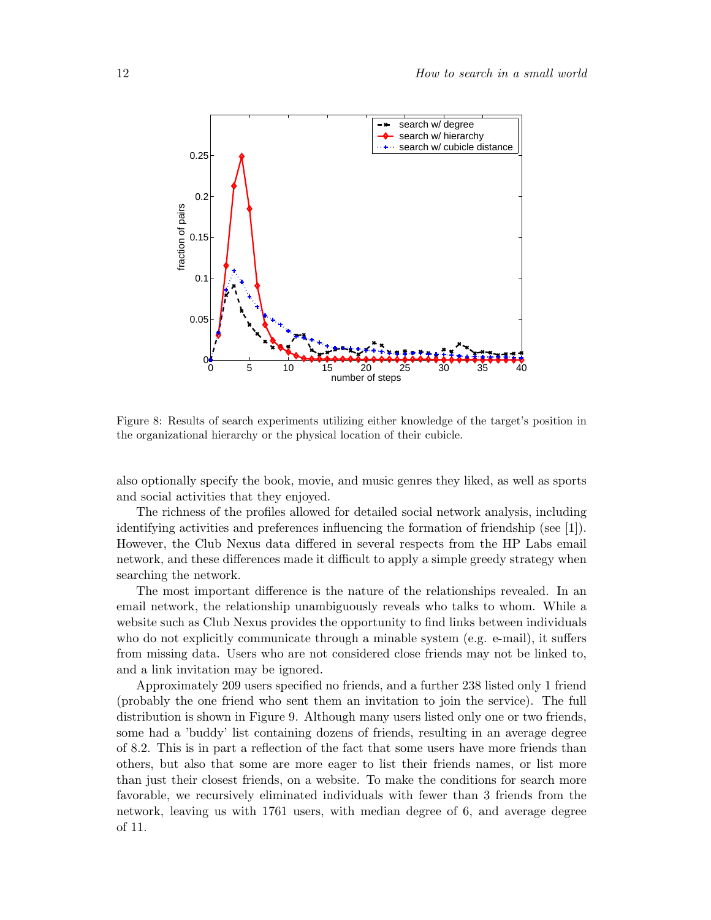Figure 8: Results of search experiments utilizing either knowledge of the target's position in the organizational hierarchy or the physical location of their cubicle.

also optionally specify the book, movie, and music genres they liked, as well as sports and social activities that they enjoyed.

The richness of the profiles allowed for detailed social network analysis, including identifying activities and preferences influencing the formation of friendship (see [1]). However, the Club Nexus data differed in several respects from the HP Labs email network, and these differences made it difficult to apply a simple greedy strategy when searching the network.

The most important difference is the nature of the relationships revealed. In an email network, the relationship unambiguously reveals who talks to whom. While a website such as Club Nexus provides the opportunity to find links between individuals who do not explicitly communicate through a minable system (e.g. e-mail), it suffers from missing data. Users who are not considered close friends may not be linked to, and a link invitation may be ignored.

Approximately 209 users specified no friends, and a further 238 listed only 1 friend (probably the one friend who sent them an invitation to join the service). The full distribution is shown in Figure 9. Although many users listed only one or two friends, some had a 'buddy' list containing dozens of friends, resulting in an average degree of 8.2. This is in part a reflection of the fact that some users have more friends than others, but also that some are more eager to list their friends names, or list more than just their closest friends, on a website. To make the conditions for search more favorable, we recursively eliminated individuals with fewer than 3 friends from the network, leaving us with 1761 users, with median degree of 6, and average degree of 11.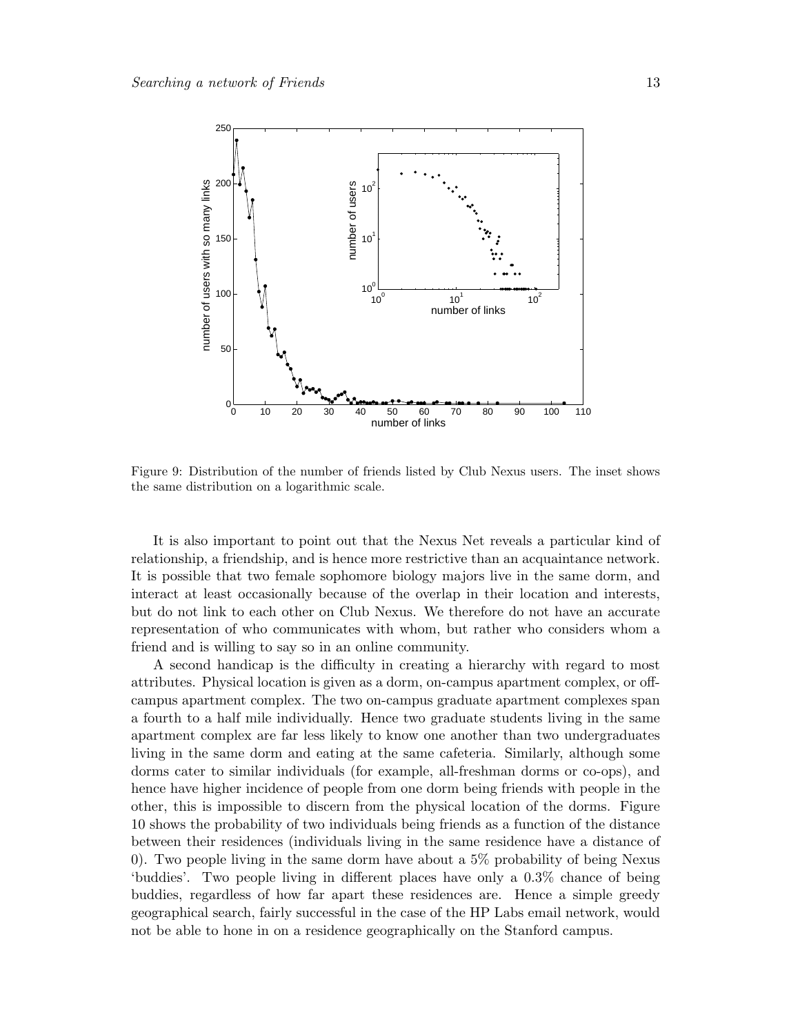Figure 9: Distribution of the number of friends listed by Club Nexus users. The inset shows the same distribution on a logarithmic scale.

It is also important to point out that the Nexus Net reveals a particular kind of relationship, a friendship, and is hence more restrictive than an acquaintance network. It is possible that two female sophomore biology majors live in the same dorm, and interact at least occasionally because of the overlap in their location and interests, but do not link to each other on Club Nexus. We therefore do not have an accurate representation of who communicates with whom, but rather who considers whom a friend and is willing to say so in an online community.

A second handicap is the difficulty in creating a hierarchy with regard to most attributes. Physical location is given as a dorm, on-campus apartment complex, or off-campus apartment complex. The two on-campus graduate apartment complexes span a fourth to a half mile individually. Hence two graduate students living in the same apartment complex are far less likely to know one another than two undergraduates living in the same dorm and eating at the same cafeteria. Similarly, although some dorms cater to similar individuals (for example, all-freshman dorms or co-ops), and hence have higher incidence of people from one dorm being friends with people in the other, this is impossible to discern from the physical location of the dorms. Figure 10 shows the probability of two individuals being friends as a function of the distance between their residences (individuals living in the same residence have a distance of 0). Two people living in the same dorm have about a 5% probability of being Nexus 'buddies'. Two people living in different places have only a 0.3% chance of being buddies, regardless of how far apart these residences are. Hence a simple greedy geographical search, fairly successful in the case of the HP Labs email network, would not be able to hone in on a residence geographically on the Stanford campus.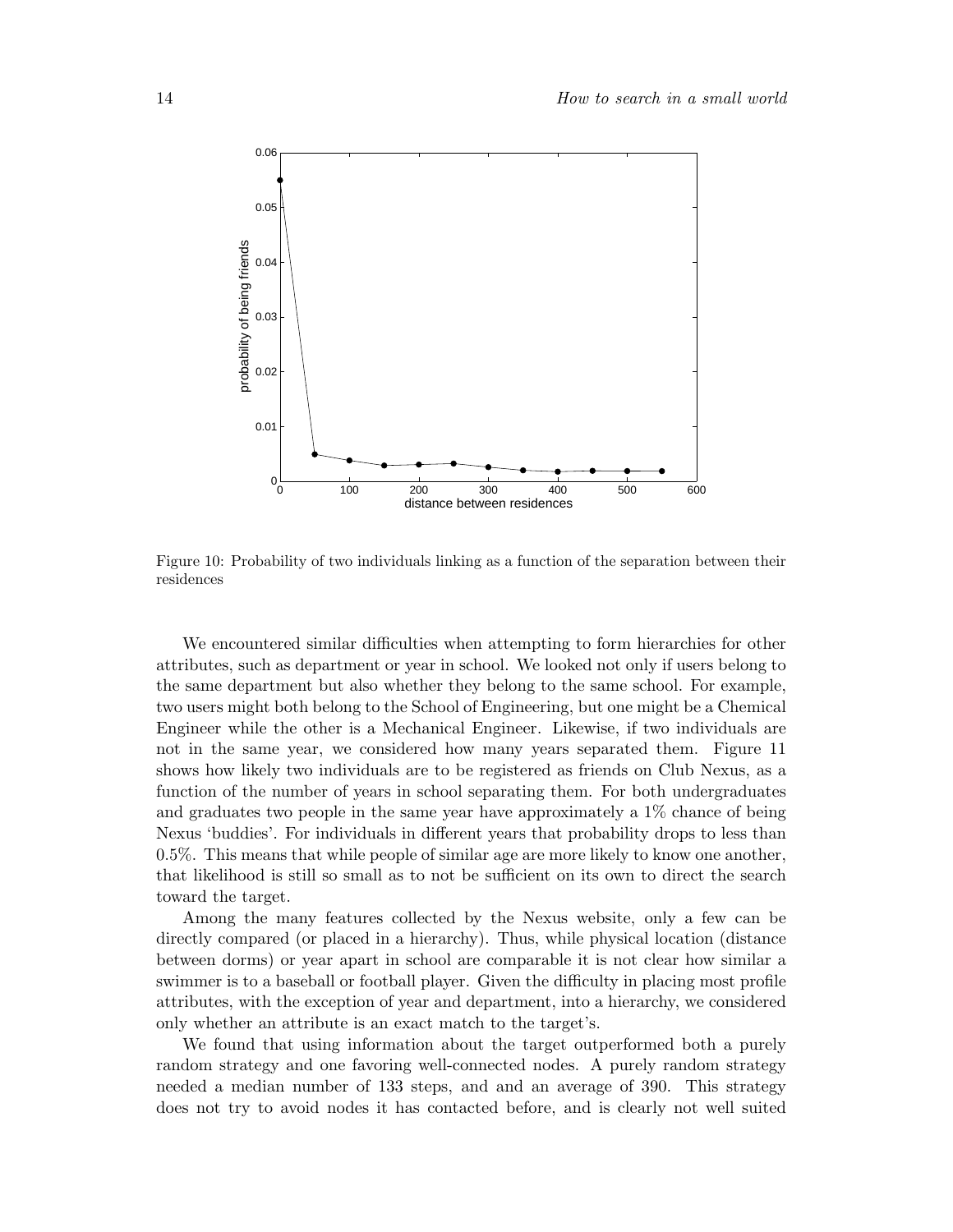Figure 10: Probability of two individuals linking as a function of the separation between their residences

We encountered similar difficulties when attempting to form hierarchies for other attributes, such as department or year in school. We looked not only if users belong to the same department but also whether they belong to the same school. For example, two users might both belong to the School of Engineering, but one might be a Chemical Engineer while the other is a Mechanical Engineer. Likewise, if two individuals are not in the same year, we considered how many years separated them. Figure 11 shows how likely two individuals are to be registered as friends on Club Nexus, as a function of the number of years in school separating them. For both undergraduates and graduates two people in the same year have approximately a 1% chance of being Nexus 'buddies'. For individuals in different years that probability drops to less than 0.5%. This means that while people of similar age are more likely to know one another, that likelihood is still so small as to not be sufficient on its own to direct the search toward the target.

Among the many features collected by the Nexus website, only a few can be directly compared (or placed in a hierarchy). Thus, while physical location (distance between dorms) or year apart in school are comparable it is not clear how similar a swimmer is to a baseball or football player. Given the difficulty in placing most profile attributes, with the exception of year and department, into a hierarchy, we considered only whether an attribute is an exact match to the target's.

We found that using information about the target outperformed both a purely random strategy and one favoring well-connected nodes. A purely random strategy needed a median number of 133 steps, and and an average of 390. This strategy does not try to avoid nodes it has contacted before, and is clearly not well suited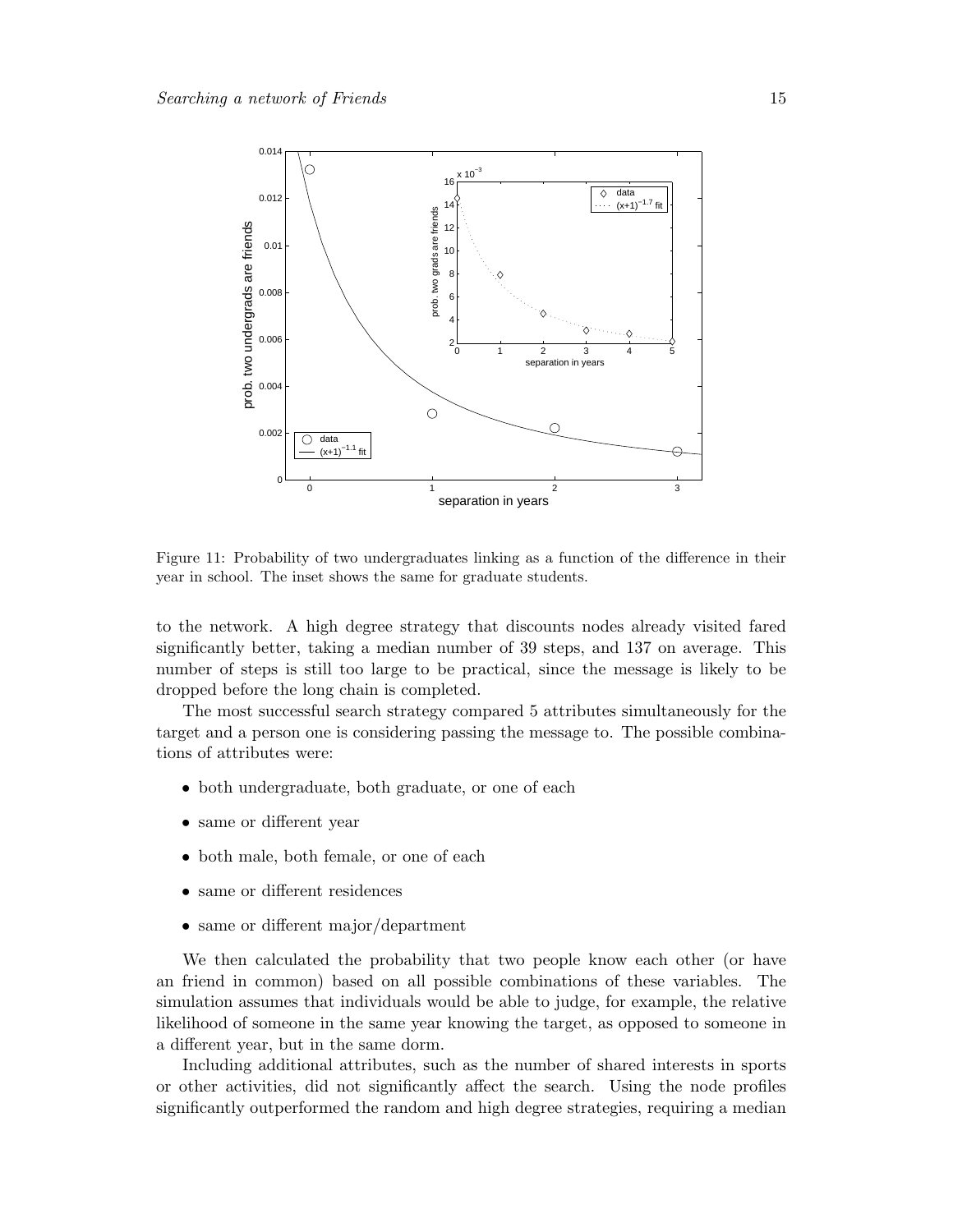Figure 11: Probability of two undergraduates linking as a function of the difference in their year in school. The inset shows the same for graduate students.

to the network. A high degree strategy that discounts nodes already visited fared significantly better, taking a median number of 39 steps, and 137 on average. This number of steps is still too large to be practical, since the message is likely to be dropped before the long chain is completed.

The most successful search strategy compared 5 attributes simultaneously for the target and a person one is considering passing the message to. The possible combinations of attributes were:

- both undergraduate, both graduate, or one of each
- same or different year
- both male, both female, or one of each
- same or different residences
- same or different major/department

We then calculated the probability that two people know each other (or have an friend in common) based on all possible combinations of these variables. The simulation assumes that individuals would be able to judge, for example, the relative likelihood of someone in the same year knowing the target, as opposed to someone in a different year, but in the same dorm.

Including additional attributes, such as the number of shared interests in sports or other activities, did not significantly affect the search. Using the node profiles significantly outperformed the random and high degree strategies, requiring a median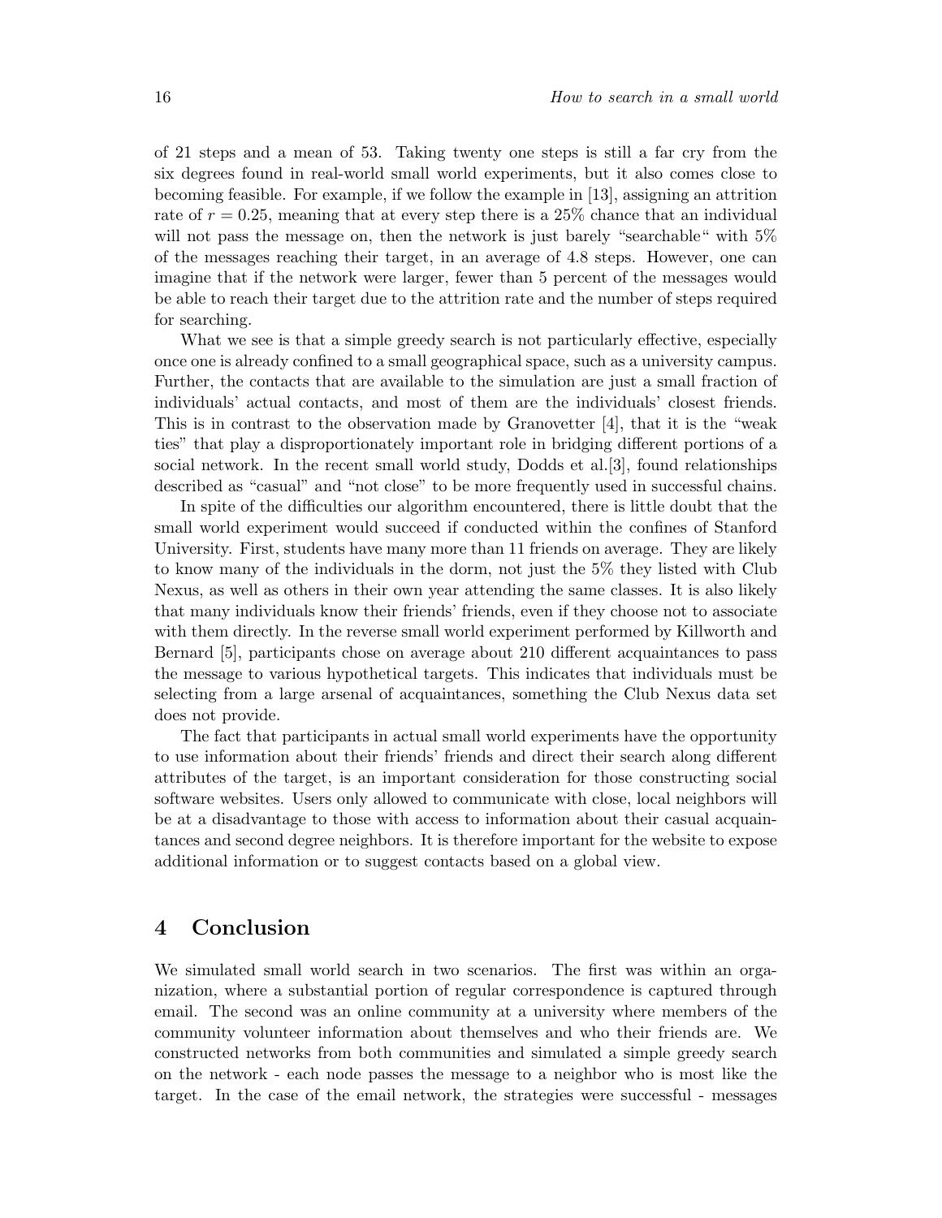of 21 steps and a mean of 53. Taking twenty one steps is still a far cry from the six degrees found in real-world small world experiments, but it also comes close to becoming feasible. For example, if we follow the example in [13], assigning an attrition rate of $r = 0.25$, meaning that at every step there is a 25% chance that an individual will not pass the message on, then the network is just barely "searchable" with 5% of the messages reaching their target, in an average of 4.8 steps. However, one can imagine that if the network were larger, fewer than 5 percent of the messages would be able to reach their target due to the attrition rate and the number of steps required for searching.

What we see is that a simple greedy search is not particularly effective, especially once one is already confined to a small geographical space, such as a university campus. Further, the contacts that are available to the simulation are just a small fraction of individuals' actual contacts, and most of them are the individuals' closest friends. This is in contrast to the observation made by Granovetter [4], that it is the "weak ties" that play a disproportionately important role in bridging different portions of a social network. In the recent small world study, Dodds et al.[3], found relationships described as "casual" and "not close" to be more frequently used in successful chains.

In spite of the difficulties our algorithm encountered, there is little doubt that the small world experiment would succeed if conducted within the confines of Stanford University. First, students have many more than 11 friends on average. They are likely to know many of the individuals in the dorm, not just the 5% they listed with Club Nexus, as well as others in their own year attending the same classes. It is also likely that many individuals know their friends' friends, even if they choose not to associate with them directly. In the reverse small world experiment performed by Killworth and Bernard [5], participants chose on average about 210 different acquaintances to pass the message to various hypothetical targets. This indicates that individuals must be selecting from a large arsenal of acquaintances, something the Club Nexus data set does not provide.

The fact that participants in actual small world experiments have the opportunity to use information about their friends' friends and direct their search along different attributes of the target, is an important consideration for those constructing social software websites. Users only allowed to communicate with close, local neighbors will be at a disadvantage to those with access to information about their casual acquaintances and second degree neighbors. It is therefore important for the website to expose additional information or to suggest contacts based on a global view.

# 4 Conclusion

We simulated small world search in two scenarios. The first was within an organization, where a substantial portion of regular correspondence is captured through email. The second was an online community at a university where members of the community volunteer information about themselves and who their friends are. We constructed networks from both communities and simulated a simple greedy search on the network - each node passes the message to a neighbor who is most like the target. In the case of the email network, the strategies were successful - messages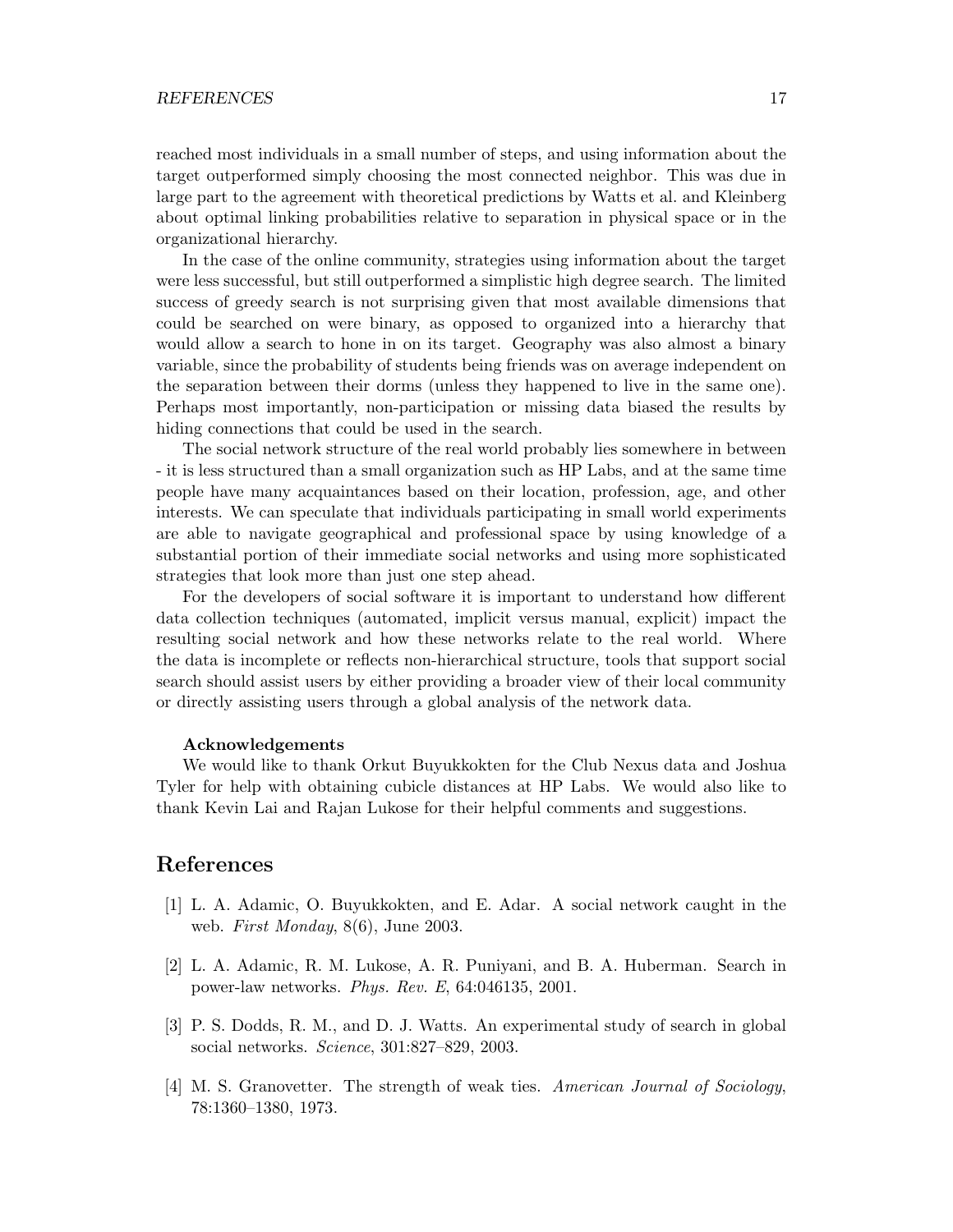reached most individuals in a small number of steps, and using information about the target outperformed simply choosing the most connected neighbor. This was due in large part to the agreement with theoretical predictions by Watts et al. and Kleinberg about optimal linking probabilities relative to separation in physical space or in the organizational hierarchy.

In the case of the online community, strategies using information about the target were less successful, but still outperformed a simplistic high degree search. The limited success of greedy search is not surprising given that most available dimensions that could be searched on were binary, as opposed to organized into a hierarchy that would allow a search to hone in on its target. Geography was also almost a binary variable, since the probability of students being friends was on average independent on the separation between their dorms (unless they happened to live in the same one). Perhaps most importantly, non-participation or missing data biased the results by hiding connections that could be used in the search.

The social network structure of the real world probably lies somewhere in between - it is less structured than a small organization such as HP Labs, and at the same time people have many acquaintances based on their location, profession, age, and other interests. We can speculate that individuals participating in small world experiments are able to navigate geographical and professional space by using knowledge of a substantial portion of their immediate social networks and using more sophisticated strategies that look more than just one step ahead.

For the developers of social software it is important to understand how different data collection techniques (automated, implicit versus manual, explicit) impact the resulting social network and how these networks relate to the real world. Where the data is incomplete or reflects non-hierarchical structure, tools that support social search should assist users by either providing a broader view of their local community or directly assisting users through a global analysis of the network data.

**Acknowledgements**

We would like to thank Orkut Buyukkokten for the Club Nexus data and Joshua Tyler for help with obtaining cubicle distances at HP Labs. We would also like to thank Kevin Lai and Rajan Lukose for their helpful comments and suggestions.

## References

[1] L. A. Adamic, O. Buyukkokten, and E. Adar. A social network caught in the web. *First Monday*, 8(6), June 2003.

[2] L. A. Adamic, R. M. Lukose, A. R. Puniyani, and B. A. Huberman. Search in power-law networks. *Phys. Rev. E*, 64:046135, 2001.

[3] P. S. Dodds, R. M., and D. J. Watts. An experimental study of search in global social networks. *Science*, 301:827–829, 2003.

[4] M. S. Granovetter. The strength of weak ties. *American Journal of Sociology*, 78:1360–1380, 1973.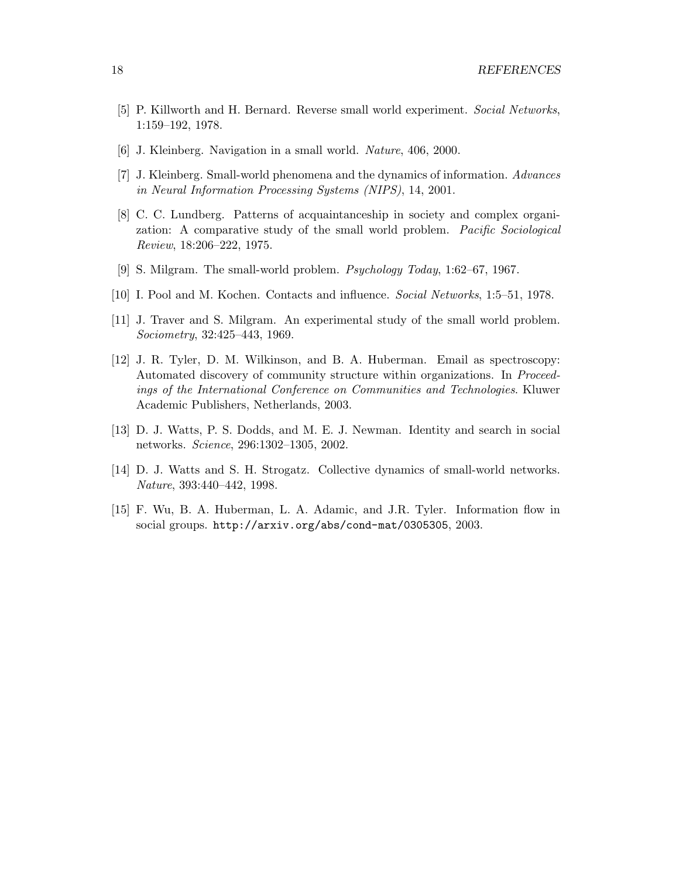[5] P. Killworth and H. Bernard. Reverse small world experiment. *Social Networks*, 1:159–192, 1978.

[6] J. Kleinberg. Navigation in a small world. *Nature*, 406, 2000.

[7] J. Kleinberg. Small-world phenomena and the dynamics of information. *Advances in Neural Information Processing Systems (NIPS)*, 14, 2001.

[8] C. C. Lundberg. Patterns of acquaintanceship in society and complex organization: A comparative study of the small world problem. *Pacific Sociological Review*, 18:206–222, 1975.

[9] S. Milgram. The small-world problem. *Psychology Today*, 1:62–67, 1967.

[10] I. Pool and M. Kochen. Contacts and influence. *Social Networks*, 1:5–51, 1978.

[11] J. Traver and S. Milgram. An experimental study of the small world problem. *Sociometry*, 32:425–443, 1969.

[12] J. R. Tyler, D. M. Wilkinson, and B. A. Huberman. Email as spectroscopy: Automated discovery of community structure within organizations. In *Proceedings of the International Conference on Communities and Technologies*. Kluwer Academic Publishers, Netherlands, 2003.

[13] D. J. Watts, P. S. Dodds, and M. E. J. Newman. Identity and search in social networks. *Science*, 296:1302–1305, 2002.

[14] D. J. Watts and S. H. Strogatz. Collective dynamics of small-world networks. *Nature*, 393:440–442, 1998.

[15] F. Wu, B. A. Huberman, L. A. Adamic, and J.R. Tyler. Information flow in social groups. `http://arxiv.org/abs/cond-mat/0305305`, 2003.